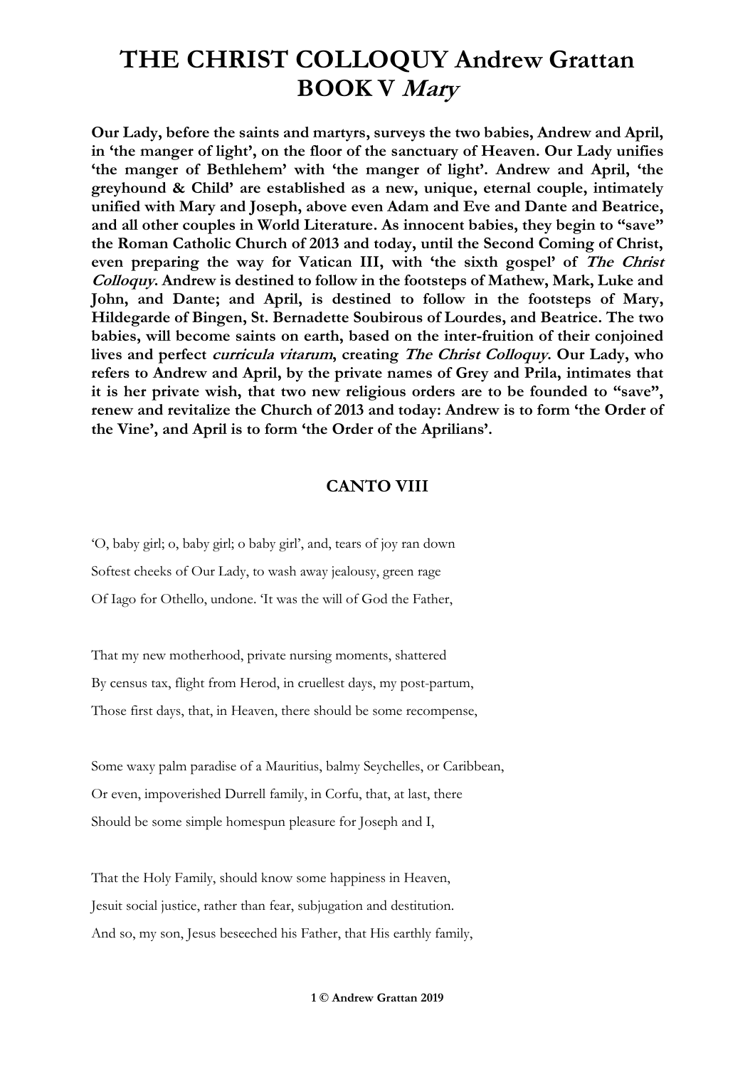# THE CHRIST COLLOQUY Andrew Grattan BOOK V *Mary*

**Our Lady, before the saints and martyrs, surveys the two babies, Andrew and April, in 'the manger of light', on the floor of the sanctuary of Heaven. Our Lady unifies 'the manger of Bethlehem' with 'the manger of light'. Andrew and April, 'the greyhound & Child' are established as a new, unique, eternal couple, intimately unified with Mary and Joseph, above even Adam and Eve and Dante and Beatrice, and all other couples in World Literature. As innocent babies, they begin to "save" the Roman Catholic Church of 2013 and today, until the Second Coming of Christ, even preparing the way for Vatican III, with 'the sixth gospel' of *The Christ Colloquy*. Andrew is destined to follow in the footsteps of Mathew, Mark, Luke and John, and Dante; and April, is destined to follow in the footsteps of Mary, Hildegarde of Bingen, St. Bernadette Soubirous of Lourdes, and Beatrice. The two babies, will become saints on earth, based on the inter-fruition of their conjoined lives and perfect *curricula vitarum*, creating *The Christ Colloquy*. Our Lady, who refers to Andrew and April, by the private names of Grey and Prila, intimates that it is her private wish, that two new religious orders are to be founded to "save", renew and revitalize the Church of 2013 and today: Andrew is to form 'the Order of the Vine', and April is to form 'the Order of the Aprilians'.**

## CANTO VIII

'O, baby girl; o, baby girl; o baby girl', and, tears of joy ran down
Softest cheeks of Our Lady, to wash away jealousy, green rage
Of Iago for Othello, undone. 'It was the will of God the Father,

That my new motherhood, private nursing moments, shattered
By census tax, flight from Herod, in cruellest days, my post-partum,
Those first days, that, in Heaven, there should be some recompense,

Some waxy palm paradise of a Mauritius, balmy Seychelles, or Caribbean,
Or even, impoverished Durrell family, in Corfu, that, at last, there
Should be some simple homespun pleasure for Joseph and I,

That the Holy Family, should know some happiness in Heaven,
Jesuit social justice, rather than fear, subjugation and destitution.
And so, my son, Jesus beseeched his Father, that His earthly family,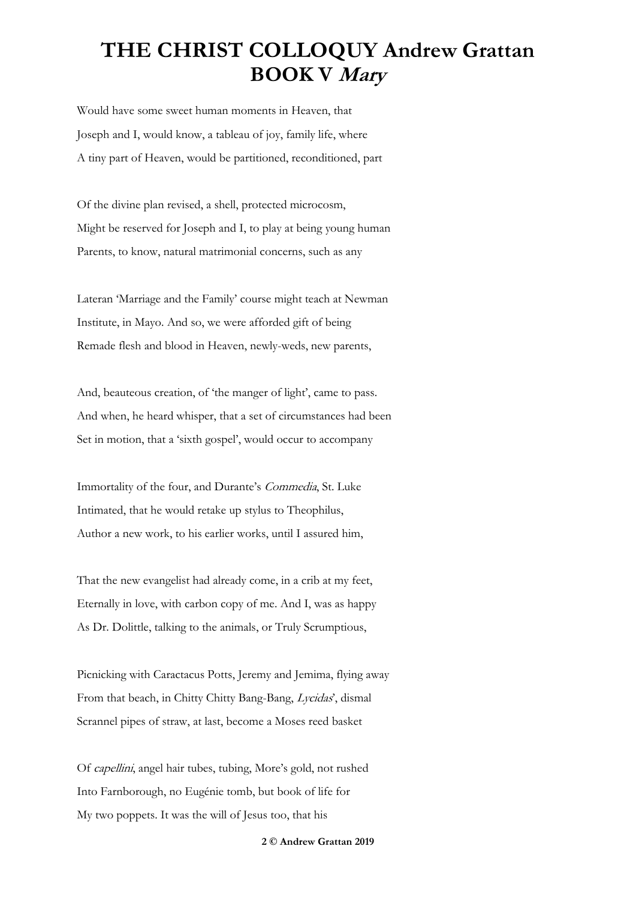# THE CHRIST COLLOQUY Andrew Grattan BOOK V *Mary*

Would have some sweet human moments in Heaven, that
Joseph and I, would know, a tableau of joy, family life, where
A tiny part of Heaven, would be partitioned, reconditioned, part

Of the divine plan revised, a shell, protected microcosm,
Might be reserved for Joseph and I, to play at being young human
Parents, to know, natural matrimonial concerns, such as any

Lateran 'Marriage and the Family' course might teach at Newman
Institute, in Mayo. And so, we were afforded gift of being
Remade flesh and blood in Heaven, newly-weds, new parents,

And, beauteous creation, of 'the manger of light', came to pass.
And when, he heard whisper, that a set of circumstances had been
Set in motion, that a 'sixth gospel', would occur to accompany

Immortality of the four, and Durante's *Commedia*, St. Luke
Intimated, that he would retake up stylus to Theophilus,
Author a new work, to his earlier works, until I assured him,

That the new evangelist had already come, in a crib at my feet,
Eternally in love, with carbon copy of me. And I, was as happy
As Dr. Dolittle, talking to the animals, or Truly Scrumptious,

Picnicking with Caractacus Potts, Jeremy and Jemima, flying away
From that beach, in Chitty Chitty Bang-Bang, *Lycidas*', dismal
Scrannel pipes of straw, at last, become a Moses reed basket

Of *capellini*, angel hair tubes, tubing, More's gold, not rushed
Into Farnborough, no Eugénie tomb, but book of life for
My two poppets. It was the will of Jesus too, that his

**© Andrew Grattan 2019**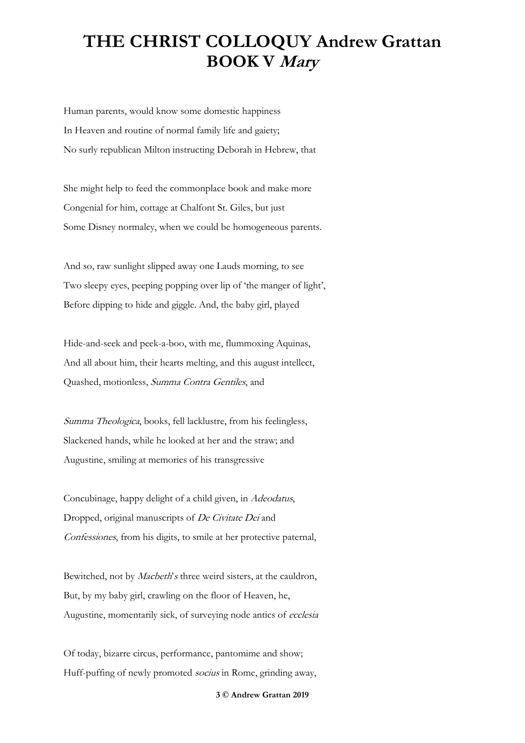# THE CHRIST COLLOQUY Andrew Grattan
# BOOK V *Mary*

Human parents, would know some domestic happiness  
In Heaven and routine of normal family life and gaiety;  
No surly republican Milton instructing Deborah in Hebrew, that

She might help to feed the commonplace book and make more  
Congenial for him, cottage at Chalfont St. Giles, but just  
Some Disney normalcy, when we could be homogeneous parents.

And so, raw sunlight slipped away one Lauds morning, to see  
Two sleepy eyes, peeping popping over lip of 'the manger of light',  
Before dipping to hide and giggle. And, the baby girl, played

Hide-and-seek and peek-a-boo, with me, flummoxing Aquinas,  
And all about him, their hearts melting, and this august intellect,  
Quashed, motionless, *Summa Contra Gentiles*, and

*Summa Theologica*, books, fell lacklustre, from his feelingless,  
Slackened hands, while he looked at her and the straw; and  
Augustine, smiling at memories of his transgressive

Concubinage, happy delight of a child given, in *Adeodatus*,  
Dropped, original manuscripts of *De Civitate Dei* and  
*Confessiones*, from his digits, to smile at her protective paternal,

Bewitched, not by *Macbeth*'s three weird sisters, at the cauldron,  
But, by my baby girl, crawling on the floor of Heaven, he,  
Augustine, momentarily sick, of surveying node antics of *ecclesia*

Of today, bizarre circus, performance, pantomime and show;  
Huff-puffing of newly promoted *socius* in Rome, grinding away,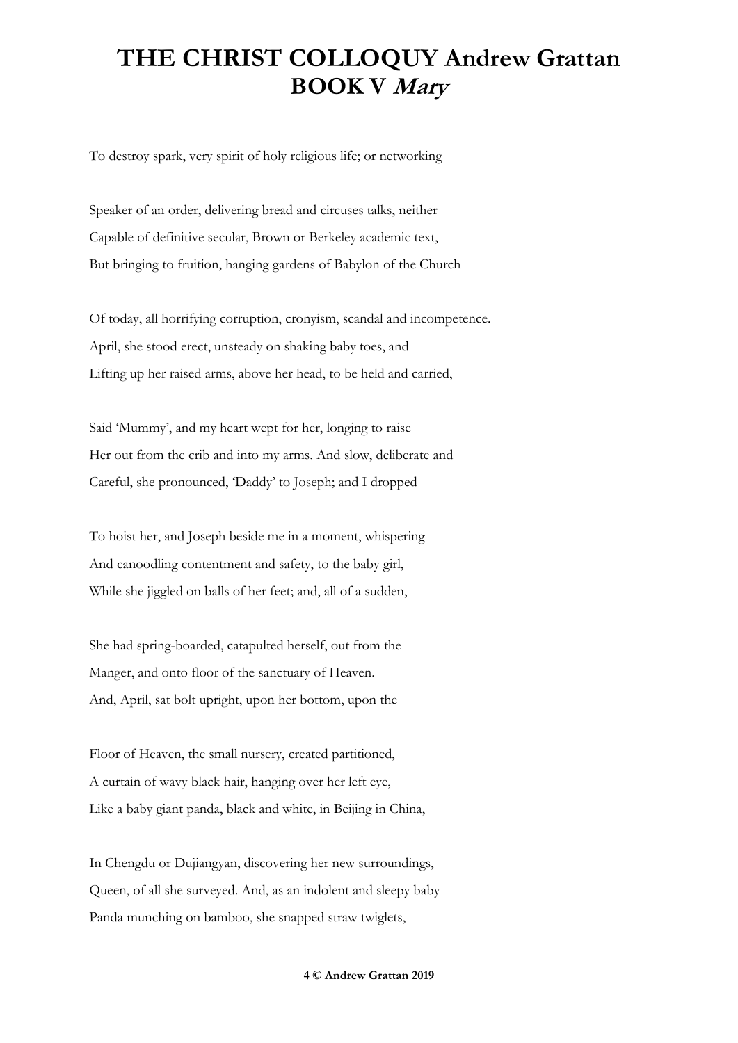# THE CHRIST COLLOQUY Andrew Grattan
# BOOK V *Mary*

To destroy spark, very spirit of holy religious life; or networking

Speaker of an order, delivering bread and circuses talks, neither
Capable of definitive secular, Brown or Berkeley academic text,
But bringing to fruition, hanging gardens of Babylon of the Church

Of today, all horrifying corruption, cronyism, scandal and incompetence.
April, she stood erect, unsteady on shaking baby toes, and
Lifting up her raised arms, above her head, to be held and carried,

Said 'Mummy', and my heart wept for her, longing to raise
Her out from the crib and into my arms. And slow, deliberate and
Careful, she pronounced, 'Daddy' to Joseph; and I dropped

To hoist her, and Joseph beside me in a moment, whispering
And canoodling contentment and safety, to the baby girl,
While she jiggled on balls of her feet; and, all of a sudden,

She had spring-boarded, catapulted herself, out from the
Manger, and onto floor of the sanctuary of Heaven.
And, April, sat bolt upright, upon her bottom, upon the

Floor of Heaven, the small nursery, created partitioned,
A curtain of wavy black hair, hanging over her left eye,
Like a baby giant panda, black and white, in Beijing in China,

In Chengdu or Dujiangyan, discovering her new surroundings,
Queen, of all she surveyed. And, as an indolent and sleepy baby
Panda munching on bamboo, she snapped straw twiglets,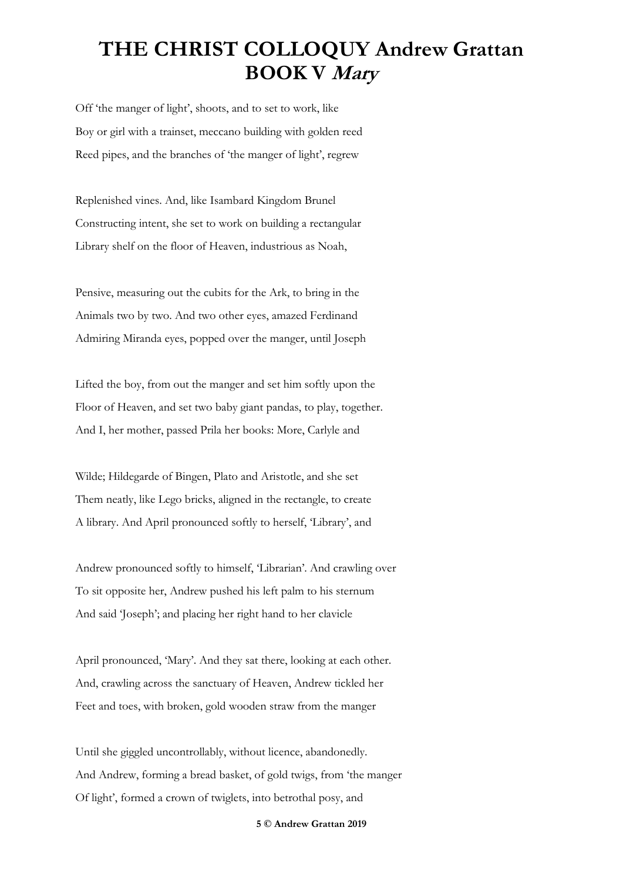# THE CHRIST COLLOQUY Andrew Grattan
# BOOK V *Mary*

Off 'the manger of light', shoots, and to set to work, like
Boy or girl with a trainset, meccano building with golden reed
Reed pipes, and the branches of 'the manger of light', regrew

Replenished vines. And, like Isambard Kingdom Brunel
Constructing intent, she set to work on building a rectangular
Library shelf on the floor of Heaven, industrious as Noah,

Pensive, measuring out the cubits for the Ark, to bring in the
Animals two by two. And two other eyes, amazed Ferdinand
Admiring Miranda eyes, popped over the manger, until Joseph

Lifted the boy, from out the manger and set him softly upon the
Floor of Heaven, and set two baby giant pandas, to play, together.
And I, her mother, passed Prila her books: More, Carlyle and

Wilde; Hildegarde of Bingen, Plato and Aristotle, and she set
Them neatly, like Lego bricks, aligned in the rectangle, to create
A library. And April pronounced softly to herself, 'Library', and

Andrew pronounced softly to himself, 'Librarian'. And crawling over
To sit opposite her, Andrew pushed his left palm to his sternum
And said 'Joseph'; and placing her right hand to her clavicle

April pronounced, 'Mary'. And they sat there, looking at each other.
And, crawling across the sanctuary of Heaven, Andrew tickled her
Feet and toes, with broken, gold wooden straw from the manger

Until she giggled uncontrollably, without licence, abandonedly.
And Andrew, forming a bread basket, of gold twigs, from 'the manger
Of light', formed a crown of twiglets, into betrothal posy, and

5 © Andrew Grattan 2019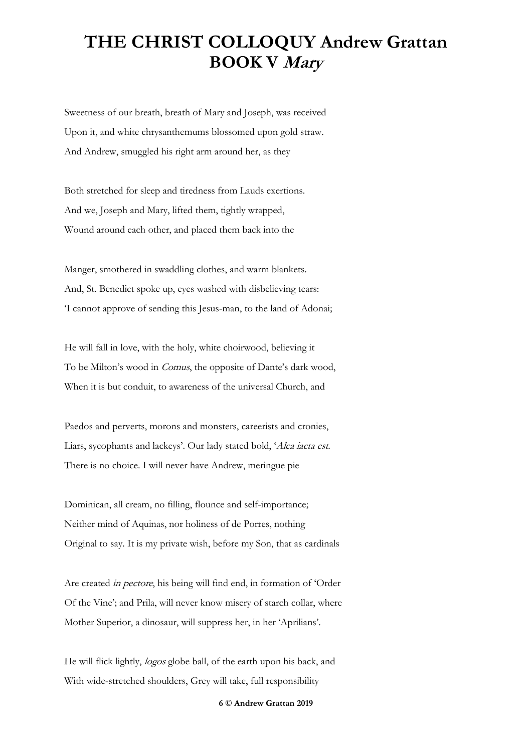# THE CHRIST COLLOQUY Andrew Grattan BOOK V *Mary*

Sweetness of our breath, breath of Mary and Joseph, was received
Upon it, and white chrysanthemums blossomed upon gold straw.
And Andrew, smuggled his right arm around her, as they

Both stretched for sleep and tiredness from Lauds exertions.
And we, Joseph and Mary, lifted them, tightly wrapped,
Wound around each other, and placed them back into the

Manger, smothered in swaddling clothes, and warm blankets.
And, St. Benedict spoke up, eyes washed with disbelieving tears:
'I cannot approve of sending this Jesus-man, to the land of Adonai;

He will fall in love, with the holy, white choirwood, believing it
To be Milton's wood in *Comus*, the opposite of Dante's dark wood,
When it is but conduit, to awareness of the universal Church, and

Paedos and perverts, morons and monsters, careerists and cronies,
Liars, sycophants and lackeys'. Our lady stated bold, '*Alea iacta est*.
There is no choice. I will never have Andrew, meringue pie

Dominican, all cream, no filling, flounce and self-importance;
Neither mind of Aquinas, nor holiness of de Porres, nothing
Original to say. It is my private wish, before my Son, that as cardinals

Are created *in pectore*, his being will find end, in formation of 'Order
Of the Vine'; and Prila, will never know misery of starch collar, where
Mother Superior, a dinosaur, will suppress her, in her 'Aprilians'.

He will flick lightly, *logos* globe ball, of the earth upon his back, and
With wide-stretched shoulders, Grey will take, full responsibility

6 © Andrew Grattan 2019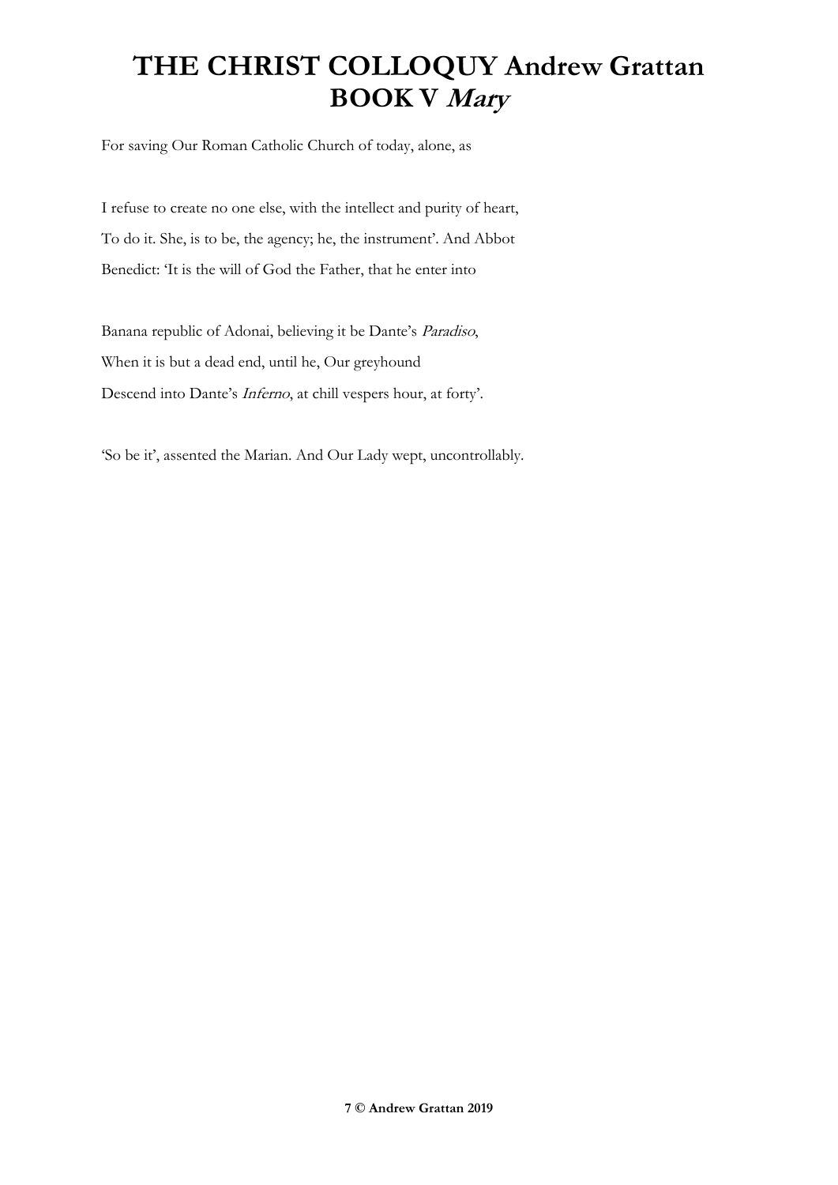# THE CHRIST COLLOQUY Andrew Grattan
# BOOK V *Mary*

For saving Our Roman Catholic Church of today, alone, as

I refuse to create no one else, with the intellect and purity of heart,
To do it. She, is to be, the agency; he, the instrument'. And Abbot
Benedict: 'It is the will of God the Father, that he enter into

Banana republic of Adonai, believing it be Dante's *Paradiso*,
When it is but a dead end, until he, Our greyhound
Descend into Dante's *Inferno*, at chill vespers hour, at forty'.

'So be it', assented the Marian. And Our Lady wept, uncontrollably.

**© Andrew Grattan 2019**